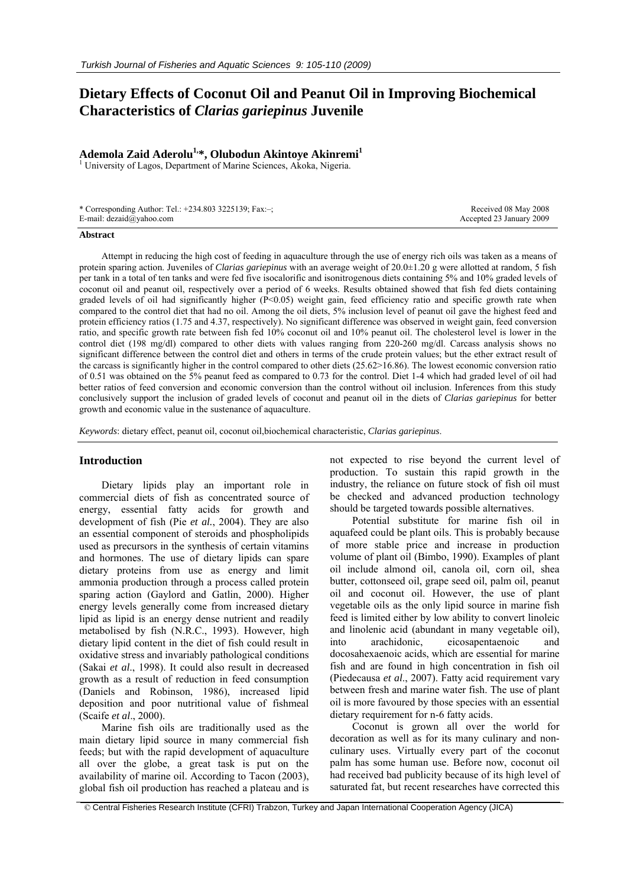# Dietary Effects of Coconut Oil and Peanut Oil in Improving Biochemical Characteristics of *Clarias gariepinus* Juvenile

**Ademola Zaid Aderolu[1,*], Olubodun Akintoye Akinremi[1]**

[1] University of Lagos, Department of Marine Sciences, Akoka, Nigeria.

\* Corresponding Author: Tel.: +234.803 3225139; Fax:–;
E-mail: dezaid@yahoo.com

Received 08 May 2008
Accepted 23 January 2009

### Abstract

Attempt in reducing the high cost of feeding in aquaculture through the use of energy rich oils was taken as a means of protein sparing action. Juveniles of *Clarias gariepinus* with an average weight of 20.0±1.20 g were allotted at random, 5 fish per tank in a total of ten tanks and were fed five isocalorific and isonitrogenous diets containing 5% and 10% graded levels of coconut oil and peanut oil, respectively over a period of 6 weeks. Results obtained showed that fish fed diets containing graded levels of oil had significantly higher ($P<0.05$) weight gain, feed efficiency ratio and specific growth rate when compared to the control diet that had no oil. Among the oil diets, 5% inclusion level of peanut oil gave the highest feed and protein efficiency ratios (1.75 and 4.37, respectively). No significant difference was observed in weight gain, feed conversion ratio, and specific growth rate between fish fed 10% coconut oil and 10% peanut oil. The cholesterol level is lower in the control diet (198 mg/dl) compared to other diets with values ranging from 220-260 mg/dl. Carcass analysis shows no significant difference between the control diet and others in terms of the crude protein values; but the ether extract result of the carcass is significantly higher in the control compared to other diets (25.62>16.86). The lowest economic conversion ratio of 0.51 was obtained on the 5% peanut feed as compared to 0.73 for the control. Diet 1-4 which had graded level of oil had better ratios of feed conversion and economic conversion than the control without oil inclusion. Inferences from this study conclusively support the inclusion of graded levels of coconut and peanut oil in the diets of *Clarias gariepinus* for better growth and economic value in the sustenance of aquaculture.

*Keywords*: dietary effect, peanut oil, coconut oil,biochemical characteristic, *Clarias gariepinus*.

## Introduction

Dietary lipids play an important role in commercial diets of fish as concentrated source of energy, essential fatty acids for growth and development of fish (Pie *et al.*, 2004). They are also an essential component of steroids and phospholipids used as precursors in the synthesis of certain vitamins and hormones. The use of dietary lipids can spare dietary proteins from use as energy and limit ammonia production through a process called protein sparing action (Gaylord and Gatlin, 2000). Higher energy levels generally come from increased dietary lipid as lipid is an energy dense nutrient and readily metabolised by fish (N.R.C., 1993). However, high dietary lipid content in the diet of fish could result in oxidative stress and invariably pathological conditions (Sakai *et al*., 1998). It could also result in decreased growth as a result of reduction in feed consumption (Daniels and Robinson, 1986), increased lipid deposition and poor nutritional value of fishmeal (Scaife *et al*., 2000).

Marine fish oils are traditionally used as the main dietary lipid source in many commercial fish feeds; but with the rapid development of aquaculture all over the globe, a great task is put on the availability of marine oil. According to Tacon (2003), global fish oil production has reached a plateau and is not expected to rise beyond the current level of production. To sustain this rapid growth in the industry, the reliance on future stock of fish oil must be checked and advanced production technology should be targeted towards possible alternatives.

Potential substitute for marine fish oil in aquafeed could be plant oils. This is probably because of more stable price and increase in production volume of plant oil (Bimbo, 1990). Examples of plant oil include almond oil, canola oil, corn oil, shea butter, cottonseed oil, grape seed oil, palm oil, peanut oil and coconut oil. However, the use of plant vegetable oils as the only lipid source in marine fish feed is limited either by low ability to convert linoleic and linolenic acid (abundant in many vegetable oil), into arachidonic, eicosapentaenoic and docosahexaenoic acids, which are essential for marine fish and are found in high concentration in fish oil (Piedecausa *et al*., 2007). Fatty acid requirement vary between fresh and marine water fish. The use of plant oil is more favoured by those species with an essential dietary requirement for n-6 fatty acids.

Coconut is grown all over the world for decoration as well as for its many culinary and non-culinary uses. Virtually every part of the coconut palm has some human use. Before now, coconut oil had received bad publicity because of its high level of saturated fat, but recent researches have corrected this

© Central Fisheries Research Institute (CFRI) Trabzon, Turkey and Japan International Cooperation Agency (JICA)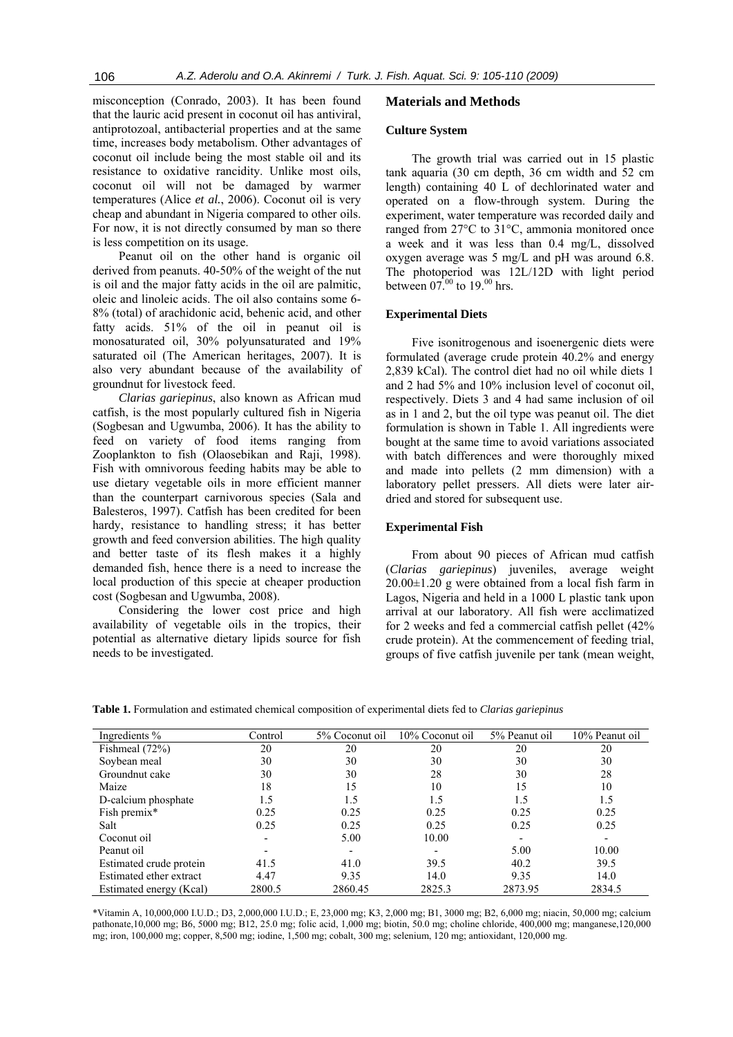misconception (Conrado, 2003). It has been found that the lauric acid present in coconut oil has antiviral, antiprotozoal, antibacterial properties and at the same time, increases body metabolism. Other advantages of coconut oil include being the most stable oil and its resistance to oxidative rancidity. Unlike most oils, coconut oil will not be damaged by warmer temperatures (Alice *et al.*, 2006). Coconut oil is very cheap and abundant in Nigeria compared to other oils. For now, it is not directly consumed by man so there is less competition on its usage.

Peanut oil on the other hand is organic oil derived from peanuts. 40-50% of the weight of the nut is oil and the major fatty acids in the oil are palmitic, oleic and linoleic acids. The oil also contains some 6-8% (total) of arachidonic acid, behenic acid, and other fatty acids. 51% of the oil in peanut oil is monosaturated oil, 30% polyunsaturated and 19% saturated oil (The American heritages, 2007). It is also very abundant because of the availability of groundnut for livestock feed.

*Clarias gariepinus*, also known as African mud catfish, is the most popularly cultured fish in Nigeria (Sogbesan and Ugwumba, 2006). It has the ability to feed on variety of food items ranging from Zooplankton to fish (Olaosebikan and Raji, 1998). Fish with omnivorous feeding habits may be able to use dietary vegetable oils in more efficient manner than the counterpart carnivorous species (Sala and Balesteros, 1997). Catfish has been credited for been hardy, resistance to handling stress; it has better growth and feed conversion abilities. The high quality and better taste of its flesh makes it a highly demanded fish, hence there is a need to increase the local production of this specie at cheaper production cost (Sogbesan and Ugwumba, 2008).

Considering the lower cost price and high availability of vegetable oils in the tropics, their potential as alternative dietary lipids source for fish needs to be investigated.

## Materials and Methods

### Culture System

The growth trial was carried out in 15 plastic tank aquaria (30 cm depth, 36 cm width and 52 cm length) containing 40 L of dechlorinated water and operated on a flow-through system. During the experiment, water temperature was recorded daily and ranged from 27°C to 31°C, ammonia monitored once a week and it was less than 0.4 mg/L, dissolved oxygen average was 5 mg/L and pH was around 6.8. The photoperiod was 12L/12D with light period between $07.^{00}$ to $19.^{00}$ hrs.

### Experimental Diets

Five isonitrogenous and isoenergenic diets were formulated (average crude protein 40.2% and energy 2,839 kCal). The control diet had no oil while diets 1 and 2 had 5% and 10% inclusion level of coconut oil, respectively. Diets 3 and 4 had same inclusion of oil as in 1 and 2, but the oil type was peanut oil. The diet formulation is shown in Table 1. All ingredients were bought at the same time to avoid variations associated with batch differences and were thoroughly mixed and made into pellets (2 mm dimension) with a laboratory pellet pressers. All diets were later air-dried and stored for subsequent use.

### Experimental Fish

From about 90 pieces of African mud catfish (*Clarias gariepinus*) juveniles, average weight 20.00±1.20 g were obtained from a local fish farm in Lagos, Nigeria and held in a 1000 L plastic tank upon arrival at our laboratory. All fish were acclimatized for 2 weeks and fed a commercial catfish pellet (42% crude protein). At the commencement of feeding trial, groups of five catfish juvenile per tank (mean weight,

**Table 1.** Formulation and estimated chemical composition of experimental diets fed to *Clarias gariepinus*

| Ingredients % | Control | 5% Coconut oil | 10% Coconut oil | 5% Peanut oil | 10% Peanut oil |
|---|---|---|---|---|---|
| Fishmeal (72%) | 20 | 20 | 20 | 20 | 20 |
| Soybean meal | 30 | 30 | 30 | 30 | 30 |
| Groundnut cake | 30 | 30 | 28 | 30 | 28 |
| Maize | 18 | 15 | 10 | 15 | 10 |
| D-calcium phosphate | 1.5 | 1.5 | 1.5 | 1.5 | 1.5 |
| Fish premix* | 0.25 | 0.25 | 0.25 | 0.25 | 0.25 |
| Salt | 0.25 | 0.25 | 0.25 | 0.25 | 0.25 |
| Coconut oil | - | 5.00 | 10.00 | - | - |
| Peanut oil | - | - | - | 5.00 | 10.00 |
| Estimated crude protein | 41.5 | 41.0 | 39.5 | 40.2 | 39.5 |
| Estimated ether extract | 4.47 | 9.35 | 14.0 | 9.35 | 14.0 |
| Estimated energy (Kcal) | 2800.5 | 2860.45 | 2825.3 | 2873.95 | 2834.5 |

*Vitamin A, 10,000,000 I.U.D.; D3, 2,000,000 I.U.D.; E, 23,000 mg; K3, 2,000 mg; B1, 3000 mg; B2, 6,000 mg; niacin, 50,000 mg; calcium pathonate,10,000 mg; B6, 5000 mg; B12, 25.0 mg; folic acid, 1,000 mg; biotin, 50.0 mg; choline chloride, 400,000 mg; manganese,120,000 mg; iron, 100,000 mg; copper, 8,500 mg; iodine, 1,500 mg; cobalt, 300 mg; selenium, 120 mg; antioxidant, 120,000 mg.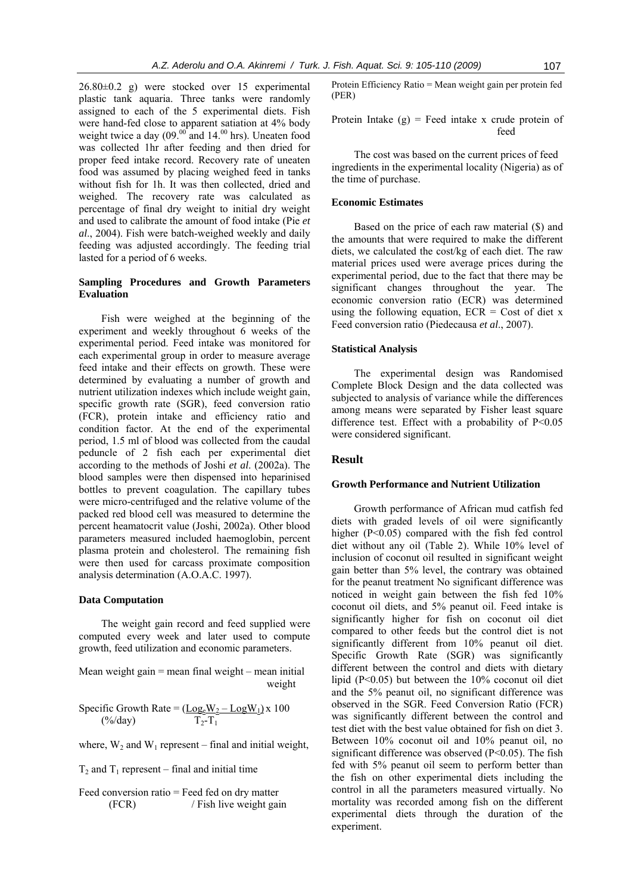26.80±0.2 g) were stocked over 15 experimental plastic tank aquaria. Three tanks were randomly assigned to each of the 5 experimental diets. Fish were hand-fed close to apparent satiation at 4% body weight twice a day ($09.^{00}$ and $14.^{00}$ hrs). Uneaten food was collected 1hr after feeding and then dried for proper feed intake record. Recovery rate of uneaten food was assumed by placing weighed feed in tanks without fish for 1h. It was then collected, dried and weighed. The recovery rate was calculated as percentage of final dry weight to initial dry weight and used to calibrate the amount of food intake (Pie *et al*., 2004). Fish were batch-weighed weekly and daily feeding was adjusted accordingly. The feeding trial lasted for a period of 6 weeks.

### Sampling Procedures and Growth Parameters Evaluation

Fish were weighed at the beginning of the experiment and weekly throughout 6 weeks of the experimental period. Feed intake was monitored for each experimental group in order to measure average feed intake and their effects on growth. These were determined by evaluating a number of growth and nutrient utilization indexes which include weight gain, specific growth rate (SGR), feed conversion ratio (FCR), protein intake and efficiency ratio and condition factor. At the end of the experimental period, 1.5 ml of blood was collected from the caudal peduncle of 2 fish each per experimental diet according to the methods of Joshi *et al*. (2002a). The blood samples were then dispensed into heparinised bottles to prevent coagulation. The capillary tubes were micro-centrifuged and the relative volume of the packed red blood cell was measured to determine the percent heamatocrit value (Joshi, 2002a). Other blood parameters measured included haemoglobin, percent plasma protein and cholesterol. The remaining fish were then used for carcass proximate composition analysis determination (A.O.A.C. 1997).

### Data Computation

The weight gain record and feed supplied were computed every week and later used to compute growth, feed utilization and economic parameters.

Mean weight gain = mean final weight – mean initial weight

$$\text{Specific Growth Rate } (\%/\text{day}) = \frac{\text{Log}_e W_2 - \text{Log} W_1}{T_2 - T_1} \times 100$$

where, $W_2$ and $W_1$ represent – final and initial weight,

$T_2$ and $T_1$ represent – final and initial time

Feed conversion ratio (FCR) = Feed fed on dry matter / Fish live weight gain

Protein Efficiency Ratio (PER) = Mean weight gain per protein fed

Protein Intake (g) = Feed intake x crude protein of feed

The cost was based on the current prices of feed ingredients in the experimental locality (Nigeria) as of the time of purchase.

### Economic Estimates

Based on the price of each raw material ($) and the amounts that were required to make the different diets, we calculated the cost/kg of each diet. The raw material prices used were average prices during the experimental period, due to the fact that there may be significant changes throughout the year. The economic conversion ratio (ECR) was determined using the following equation, ECR = Cost of diet x Feed conversion ratio (Piedecausa *et al*., 2007).

### Statistical Analysis

The experimental design was Randomised Complete Block Design and the data collected was subjected to analysis of variance while the differences among means were separated by Fisher least square difference test. Effect with a probability of $P<0.05$ were considered significant.

## Result

### Growth Performance and Nutrient Utilization

Growth performance of African mud catfish fed diets with graded levels of oil were significantly higher ($P<0.05$) compared with the fish fed control diet without any oil (Table 2). While 10% level of inclusion of coconut oil resulted in significant weight gain better than 5% level, the contrary was obtained for the peanut treatment No significant difference was noticed in weight gain between the fish fed 10% coconut oil diets, and 5% peanut oil. Feed intake is significantly higher for fish on coconut oil diet compared to other feeds but the control diet is not significantly different from 10% peanut oil diet. Specific Growth Rate (SGR) was significantly different between the control and diets with dietary lipid ($P<0.05$) but between the 10% coconut oil diet and the 5% peanut oil, no significant difference was observed in the SGR. Feed Conversion Ratio (FCR) was significantly different between the control and test diet with the best value obtained for fish on diet 3. Between 10% coconut oil and 10% peanut oil, no significant difference was observed ($P<0.05$). The fish fed with 5% peanut oil seem to perform better than the fish on other experimental diets including the control in all the parameters measured virtually. No mortality was recorded among fish on the different experimental diets through the duration of the experiment.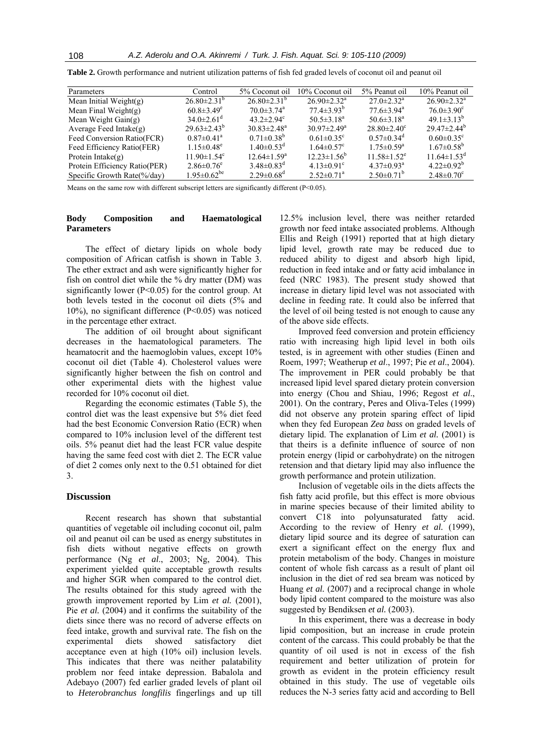**Table 2.** Growth performance and nutrient utilization patterns of fish fed graded levels of coconut oil and peanut oil

| Parameters | Control | 5% Coconut oil | 10% Coconut oil | 5% Peanut oil | 10% Peanut oil |
|---|---|---|---|---|---|
| Mean Initial Weight(g) | 26.80±2.31[b] | 26.80±2.31[b] | 26.90±2.32[a] | 27.0±2.32[a] | 26.90±2.32[a] |
| Mean Final Weight(g) | 60.8±3.49[e] | 70.0±3.74[a] | 77.4±3.93[b] | 77.6±3.94[a] | 76.0±3.90[c] |
| Mean Weight Gain(g) | 34.0±2.61[d] | 43.2±2.94[c] | 50.5±3.18[a] | 50.6±3.18[a] | 49.1±3.13[b] |
| Average Feed Intake(g) | 29.63±2.43[b] | 30.83±2.48[a] | 30.97±2.49[a] | 28.80±2.40[c] | 29.47±2.44[b] |
| Feed Conversion Ratio(FCR) | 0.87±0.41[a] | 0.71±0.38[b] | 0.61±0.35[c] | 0.57±0.34[d] | 0.60±0.35[c] |
| Feed Efficiency Ratio(FER) | 1.15±0.48[e] | 1.40±0.53[d] | 1.64±0.57[c] | 1.75±0.59[a] | 1.67±0.58[b] |
| Protein Intake(g) | 11.90±1.54[c] | 12.64±1.59[a] | 12.23±1.56[b] | 11.58±1.52[e] | 11.64±1.53[d] |
| Protein Efficiency Ratio(PER) | 2.86±0.76[e] | 3.48±0.83[d] | 4.13±0.91[c] | 4.37±0.93[a] | 4.22±0.92[b] |
| Specific Growth Rate(%/day) | 1.95±0.62[be] | 2.29±0.68[d] | 2.52±0.71[a] | 2.50±0.71[b] | 2.48±0.70[c] |

Means on the same row with different subscript letters are significantly different ($P<0.05$).

### Body Composition and Haematological Parameters

The effect of dietary lipids on whole body composition of African catfish is shown in Table 3. The ether extract and ash were significantly higher for fish on control diet while the % dry matter (DM) was significantly lower ($P<0.05$) for the control group. At both levels tested in the coconut oil diets (5% and 10%), no significant difference ($P<0.05$) was noticed in the percentage ether extract.

The addition of oil brought about significant decreases in the haematological parameters. The heamatocrit and the haemoglobin values, except 10% coconut oil diet (Table 4). Cholesterol values were significantly higher between the fish on control and other experimental diets with the highest value recorded for 10% coconut oil diet.

Regarding the economic estimates (Table 5), the control diet was the least expensive but 5% diet feed had the best Economic Conversion Ratio (ECR) when compared to 10% inclusion level of the different test oils. 5% peanut diet had the least FCR value despite having the same feed cost with diet 2. The ECR value of diet 2 comes only next to the 0.51 obtained for diet 3.

## Discussion

Recent research has shown that substantial quantities of vegetable oil including coconut oil, palm oil and peanut oil can be used as energy substitutes in fish diets without negative effects on growth performance (Ng *et al*., 2003; Ng, 2004). This experiment yielded quite acceptable growth results and higher SGR when compared to the control diet. The results obtained for this study agreed with the growth improvement reported by Lim *et al.* (2001), Pie *et al.* (2004) and it confirms the suitability of the diets since there was no record of adverse effects on feed intake, growth and survival rate. The fish on the experimental diets showed satisfactory diet acceptance even at high (10% oil) inclusion levels. This indicates that there was neither palatability problem nor feed intake depression. Babalola and Adebayo (2007) fed earlier graded levels of plant oil to *Heterobranchus longfilis* fingerlings and up till 12.5% inclusion level, there was neither retarded growth nor feed intake associated problems. Although Ellis and Reigh (1991) reported that at high dietary lipid level, growth rate may be reduced due to reduced ability to digest and absorb high lipid, reduction in feed intake and or fatty acid imbalance in feed (NRC 1983). The present study showed that increase in dietary lipid level was not associated with decline in feeding rate. It could also be inferred that the level of oil being tested is not enough to cause any of the above side effects.

Improved feed conversion and protein efficiency ratio with increasing high lipid level in both oils tested, is in agreement with other studies (Einen and Roem, 1997; Weatherup *et al*., 1997; Pie *et al*., 2004). The improvement in PER could probably be that increased lipid level spared dietary protein conversion into energy (Chou and Shiau, 1996; Regost *et al*., 2001). On the contrary, Peres and Oliva-Teles (1999) did not observe any protein sparing effect of lipid when they fed European *Zea bass* on graded levels of dietary lipid. The explanation of Lim *et al.* (2001) is that theirs is a definite influence of source of non protein energy (lipid or carbohydrate) on the nitrogen retension and that dietary lipid may also influence the growth performance and protein utilization.

Inclusion of vegetable oils in the diets affects the fish fatty acid profile, but this effect is more obvious in marine species because of their limited ability to convert C18 into polyunsaturated fatty acid. According to the review of Henry *et al.* (1999), dietary lipid source and its degree of saturation can exert a significant effect on the energy flux and protein metabolism of the body. Changes in moisture content of whole fish carcass as a result of plant oil inclusion in the diet of red sea bream was noticed by Huang *et al.* (2007) and a reciprocal change in whole body lipid content compared to the moisture was also suggested by Bendiksen *et al.* (2003).

In this experiment, there was a decrease in body lipid composition, but an increase in crude protein content of the carcass. This could probably be that the quantity of oil used is not in excess of the fish requirement and better utilization of protein for growth as evident in the protein efficiency result obtained in this study. The use of vegetable oils reduces the N-3 series fatty acid and according to Bell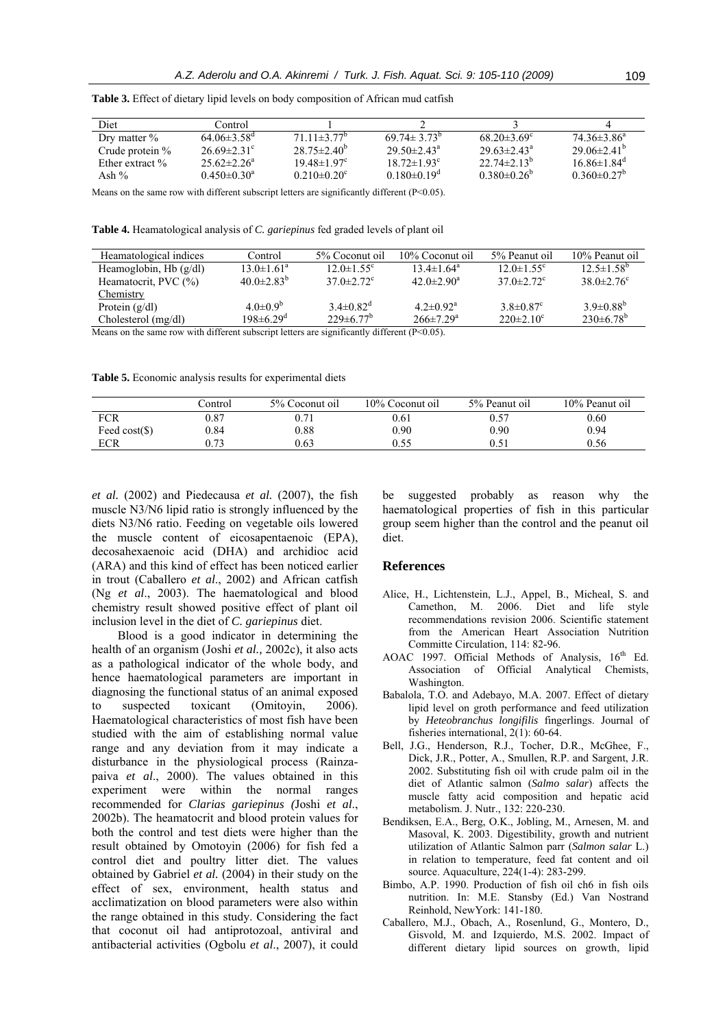**Table 3.** Effect of dietary lipid levels on body composition of African mud catfish

| Diet | Control | 1 | 2 | 3 | 4 |
|---|---|---|---|---|---|
| Dry matter % | $64.06\pm3.58^d$ | $71.11\pm3.77^b$ | $69.74\pm3.73^b$ | $68.20\pm3.69^c$ | $74.36\pm3.86^a$ |
| Crude protein % | $26.69\pm2.31^c$ | $28.75\pm2.40^b$ | $29.50\pm2.43^a$ | $29.63\pm2.43^a$ | $29.06\pm2.41^b$ |
| Ether extract % | $25.62\pm2.26^a$ | $19.48\pm1.97^c$ | $18.72\pm1.93^c$ | $22.74\pm2.13^b$ | $16.86\pm1.84^d$ |
| Ash % | $0.450\pm0.30^a$ | $0.210\pm0.20^c$ | $0.180\pm0.19^d$ | $0.380\pm0.26^b$ | $0.360\pm0.27^b$ |

Means on the same row with different subscript letters are significantly different (P<0.05).

**Table 4.** Heamatological analysis of *C. gariepinus* fed graded levels of plant oil

| Heamatological indices | Control | 5% Coconut oil | 10% Coconut oil | 5% Peanut oil | 10% Peanut oil |
|---|---|---|---|---|---|
| Heamoglobin, Hb (g/dl) | $13.0\pm1.61^a$ | $12.0\pm1.55^c$ | $13.4\pm1.64^a$ | $12.0\pm1.55^c$ | $12.5\pm1.58^b$ |
| Heamatocrit, PVC (%) | $40.0\pm2.83^b$ | $37.0\pm2.72^c$ | $42.0\pm2.90^a$ | $37.0\pm2.72^c$ | $38.0\pm2.76^c$ |
| Chemistry | | | | | |
| Protein (g/dl) | $4.0\pm0.9^b$ | $3.4\pm0.82^d$ | $4.2\pm0.92^a$ | $3.8\pm0.87^c$ | $3.9\pm0.88^b$ |
| Cholesterol (mg/dl) | $198\pm6.29^d$ | $229\pm6.77^b$ | $266\pm7.29^a$ | $220\pm2.10^c$ | $230\pm6.78^b$ |

Means on the same row with different subscript letters are significantly different (P<0.05).

**Table 5.** Economic analysis results for experimental diets

| | Control | 5% Coconut oil | 10% Coconut oil | 5% Peanut oil | 10% Peanut oil |
|---|---|---|---|---|---|
| FCR | 0.87 | 0.71 | 0.61 | 0.57 | 0.60 |
| Feed cost($) | 0.84 | 0.88 | 0.90 | 0.90 | 0.94 |
| ECR | 0.73 | 0.63 | 0.55 | 0.51 | 0.56 |

*et al.* (2002) and Piedecausa *et al.* (2007), the fish muscle N3/N6 lipid ratio is strongly influenced by the diets N3/N6 ratio. Feeding on vegetable oils lowered the muscle content of eicosapentaenoic (EPA), decosahexaenoic acid (DHA) and archidioc acid (ARA) and this kind of effect has been noticed earlier in trout (Caballero *et al*., 2002) and African catfish (Ng *et al*., 2003). The haematological and blood chemistry result showed positive effect of plant oil inclusion level in the diet of *C. gariepinus* diet.

Blood is a good indicator in determining the health of an organism (Joshi *et al.,* 2002c), it also acts as a pathological indicator of the whole body, and hence haematological parameters are important in diagnosing the functional status of an animal exposed to suspected toxicant (Omitoyin, 2006). Haematological characteristics of most fish have been studied with the aim of establishing normal value range and any deviation from it may indicate a disturbance in the physiological process (Rainza-paiva *et al*., 2000). The values obtained in this experiment were within the normal ranges recommended for *Clarias gariepinus (*Joshi *et al*., 2002b). The heamatocrit and blood protein values for both the control and test diets were higher than the result obtained by Omotoyin (2006) for fish fed a control diet and poultry litter diet. The values obtained by Gabriel *et al.* (2004) in their study on the effect of sex, environment, health status and acclimatization on blood parameters were also within the range obtained in this study. Considering the fact that coconut oil had antiprotozoal, antiviral and antibacterial activities (Ogbolu *et al*., 2007), it could be suggested probably as reason why the haematological properties of fish in this particular group seem higher than the control and the peanut oil diet.

## References

Alice, H., Lichtenstein, L.J., Appel, B., Micheal, S. and Camethon, M. 2006. Diet and life style recommendations revision 2006. Scientific statement from the American Heart Association Nutrition Committe Circulation, 114: 82-96.

AOAC 1997. Official Methods of Analysis, 16th Ed. Association of Official Analytical Chemists, Washington.

Babalola, T.O. and Adebayo, M.A. 2007. Effect of dietary lipid level on groth performance and feed utilization by *Heteobranchus longifilis* fingerlings. Journal of fisheries international, 2(1): 60-64.

Bell, J.G., Henderson, R.J., Tocher, D.R., McGhee, F., Dick, J.R., Potter, A., Smullen, R.P. and Sargent, J.R. 2002. Substituting fish oil with crude palm oil in the diet of Atlantic salmon (*Salmo salar*) affects the muscle fatty acid composition and hepatic acid metabolism. J. Nutr., 132: 220-230.

Bendiksen, E.A., Berg, O.K., Jobling, M., Arnesen, M. and Masoval, K. 2003. Digestibility, growth and nutrient utilization of Atlantic Salmon parr (*Salmon salar* L.) in relation to temperature, feed fat content and oil source. Aquaculture, 224(1-4): 283-299.

Bimbo, A.P. 1990. Production of fish oil ch6 in fish oils nutrition. In: M.E. Stansby (Ed.) Van Nostrand Reinhold, NewYork: 141-180.

Caballero, M.J., Obach, A., Rosenlund, G., Montero, D., Gisvold, M. and Izquierdo, M.S. 2002. Impact of different dietary lipid sources on growth, lipid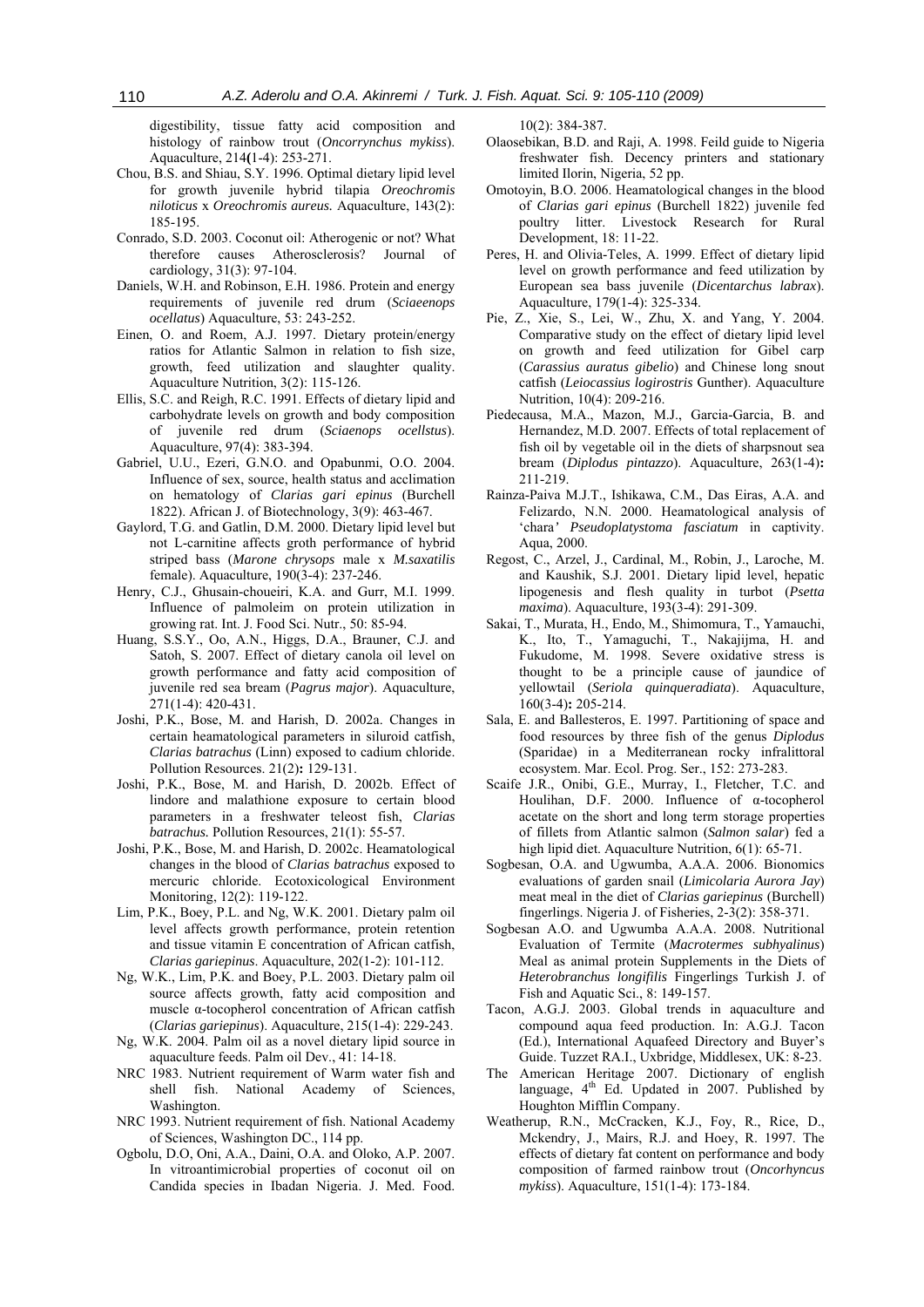digestibility, tissue fatty acid composition and histology of rainbow trout (*Oncorrynchus mykiss*). Aquaculture, 214(1-4): 253-271.

Chou, B.S. and Shiau, S.Y. 1996. Optimal dietary lipid level for growth juvenile hybrid tilapia *Oreochromis niloticus* x *Oreochromis aureus.* Aquaculture, 143(2): 185-195.

Conrado, S.D. 2003. Coconut oil: Atherogenic or not? What therefore causes Atherosclerosis? Journal of cardiology, 31(3): 97-104.

Daniels, W.H. and Robinson, E.H. 1986. Protein and energy requirements of juvenile red drum (*Sciaeenops ocellatus*) Aquaculture, 53: 243-252.

Einen, O. and Roem, A.J. 1997. Dietary protein/energy ratios for Atlantic Salmon in relation to fish size, growth, feed utilization and slaughter quality. Aquaculture Nutrition, 3(2): 115-126.

Ellis, S.C. and Reigh, R.C. 1991. Effects of dietary lipid and carbohydrate levels on growth and body composition of juvenile red drum (*Sciaenops ocellstus*). Aquaculture, 97(4): 383-394.

Gabriel, U.U., Ezeri, G.N.O. and Opabunmi, O.O. 2004. Influence of sex, source, health status and acclimation on hematology of *Clarias gari epinus* (Burchell 1822). African J. of Biotechnology, 3(9): 463-467.

Gaylord, T.G. and Gatlin, D.M. 2000. Dietary lipid level but not L-carnitine affects groth performance of hybrid striped bass (*Marone chrysops* male x *M.saxatilis* female). Aquaculture, 190(3-4): 237-246.

Henry, C.J., Ghusain-choueiri, K.A. and Gurr, M.I. 1999. Influence of palmoleim on protein utilization in growing rat. Int. J. Food Sci. Nutr., 50: 85-94.

Huang, S.S.Y., Oo, A.N., Higgs, D.A., Brauner, C.J. and Satoh, S. 2007. Effect of dietary canola oil level on growth performance and fatty acid composition of juvenile red sea bream (*Pagrus major*). Aquaculture, 271(1-4): 420-431.

Joshi, P.K., Bose, M. and Harish, D. 2002a. Changes in certain heamatological parameters in siluroid catfish, *Clarias batrachus* (Linn) exposed to cadium chloride. Pollution Resources. 21(2): 129-131.

Joshi, P.K., Bose, M. and Harish, D. 2002b. Effect of lindore and malathione exposure to certain blood parameters in a freshwater teleost fish, *Clarias batrachus.* Pollution Resources, 21(1): 55-57.

Joshi, P.K., Bose, M. and Harish, D. 2002c. Heamatological changes in the blood of *Clarias batrachus* exposed to mercuric chloride. Ecotoxicological Environment Monitoring, 12(2): 119-122.

Lim, P.K., Boey, P.L. and Ng, W.K. 2001. Dietary palm oil level affects growth performance, protein retention and tissue vitamin E concentration of African catfish, *Clarias gariepinus*. Aquaculture, 202(1-2): 101-112.

Ng, W.K., Lim, P.K. and Boey, P.L. 2003. Dietary palm oil source affects growth, fatty acid composition and muscle α-tocopherol concentration of African catfish (*Clarias gariepinus*). Aquaculture, 215(1-4): 229-243.

Ng, W.K. 2004. Palm oil as a novel dietary lipid source in aquaculture feeds. Palm oil Dev., 41: 14-18.

NRC 1983. Nutrient requirement of Warm water fish and shell fish. National Academy of Sciences, Washington.

NRC 1993. Nutrient requirement of fish. National Academy of Sciences, Washington DC., 114 pp.

Ogbolu, D.O, Oni, A.A., Daini, O.A. and Oloko, A.P. 2007. In vitroantimicrobial properties of coconut oil on Candida species in Ibadan Nigeria. J. Med. Food. 10(2): 384-387.

Olaosebikan, B.D. and Raji, A. 1998. Feild guide to Nigeria freshwater fish. Decency printers and stationary limited Ilorin, Nigeria, 52 pp.

Omotoyin, B.O. 2006. Heamatological changes in the blood of *Clarias gari epinus* (Burchell 1822) juvenile fed poultry litter. Livestock Research for Rural Development, 18: 11-22.

Peres, H. and Olivia-Teles, A. 1999. Effect of dietary lipid level on growth performance and feed utilization by European sea bass juvenile (*Dicentarchus labrax*). Aquaculture, 179(1-4): 325-334.

Pie, Z., Xie, S., Lei, W., Zhu, X. and Yang, Y. 2004. Comparative study on the effect of dietary lipid level on growth and feed utilization for Gibel carp (*Carassius auratus gibelio*) and Chinese long snout catfish (*Leiocassius logirostris* Gunther). Aquaculture Nutrition, 10(4): 209-216.

Piedecausa, M.A., Mazon, M.J., Garcia-Garcia, B. and Hernandez, M.D. 2007. Effects of total replacement of fish oil by vegetable oil in the diets of sharpsnout sea bream (*Diplodus pintazzo*). Aquaculture, 263(1-4): 211-219.

Rainza-Paiva M.J.T., Ishikawa, C.M., Das Eiras, A.A. and Felizardo, N.N. 2000. Heamatological analysis of 'chara' *Pseudoplatystoma fasciatum* in captivity. Aqua, 2000.

Regost, C., Arzel, J., Cardinal, M., Robin, J., Laroche, M. and Kaushik, S.J. 2001. Dietary lipid level, hepatic lipogenesis and flesh quality in turbot (*Psetta maxima*). Aquaculture, 193(3-4): 291-309.

Sakai, T., Murata, H., Endo, M., Shimomura, T., Yamauchi, K., Ito, T., Yamaguchi, T., Nakajijma, H. and Fukudome, M. 1998. Severe oxidative stress is thought to be a principle cause of jaundice of yellowtail (*Seriola quinqueradiata*). Aquaculture, 160(3-4): 205-214.

Sala, E. and Ballesteros, E. 1997. Partitioning of space and food resources by three fish of the genus *Diplodus* (Sparidae) in a Mediterranean rocky infralittoral ecosystem. Mar. Ecol. Prog. Ser., 152: 273-283.

Scaife J.R., Onibi, G.E., Murray, I., Fletcher, T.C. and Houlihan, D.F. 2000. Influence of α-tocopherol acetate on the short and long term storage properties of fillets from Atlantic salmon (*Salmon salar*) fed a high lipid diet. Aquaculture Nutrition, 6(1): 65-71.

Sogbesan, O.A. and Ugwumba, A.A.A. 2006. Bionomics evaluations of garden snail (*Limicolaria Aurora Jay*) meat meal in the diet of *Clarias gariepinus* (Burchell) fingerlings. Nigeria J. of Fisheries, 2-3(2): 358-371.

Sogbesan A.O. and Ugwumba A.A.A. 2008. Nutritional Evaluation of Termite (*Macrotermes subhyalinus*) Meal as animal protein Supplements in the Diets of *Heterobranchus longifilis* Fingerlings Turkish J. of Fish and Aquatic Sci., 8: 149-157.

Tacon, A.G.J. 2003. Global trends in aquaculture and compound aqua feed production. In: A.G.J. Tacon (Ed.), International Aquafeed Directory and Buyer's Guide. Tuzzet RA.I., Uxbridge, Middlesex, UK: 8-23.

The American Heritage 2007. Dictionary of english language, 4th Ed. Updated in 2007. Published by Houghton Mifflin Company.

Weatherup, R.N., McCracken, K.J., Foy, R., Rice, D., Mckendry, J., Mairs, R.J. and Hoey, R. 1997. The effects of dietary fat content on performance and body composition of farmed rainbow trout (*Oncorhyncus mykiss*). Aquaculture, 151(1-4): 173-184.